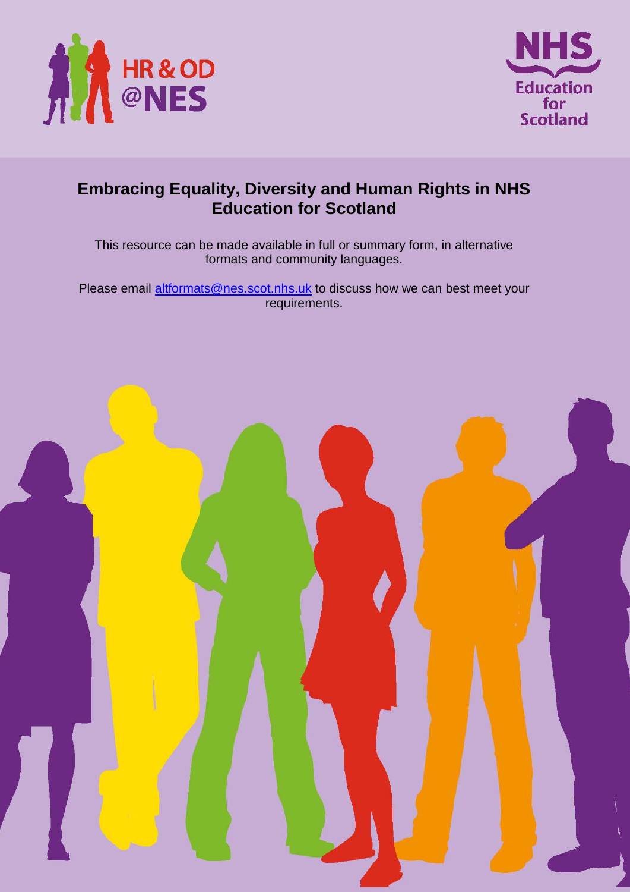HR & OD @NES

NHS Education for Scotland

# Embracing Equality, Diversity and Human Rights in NHS Education for Scotland

This resource can be made available in full or summary form, in alternative formats and community languages.

Please email altformats@nes.scot.nhs.uk to discuss how we can best meet your requirements.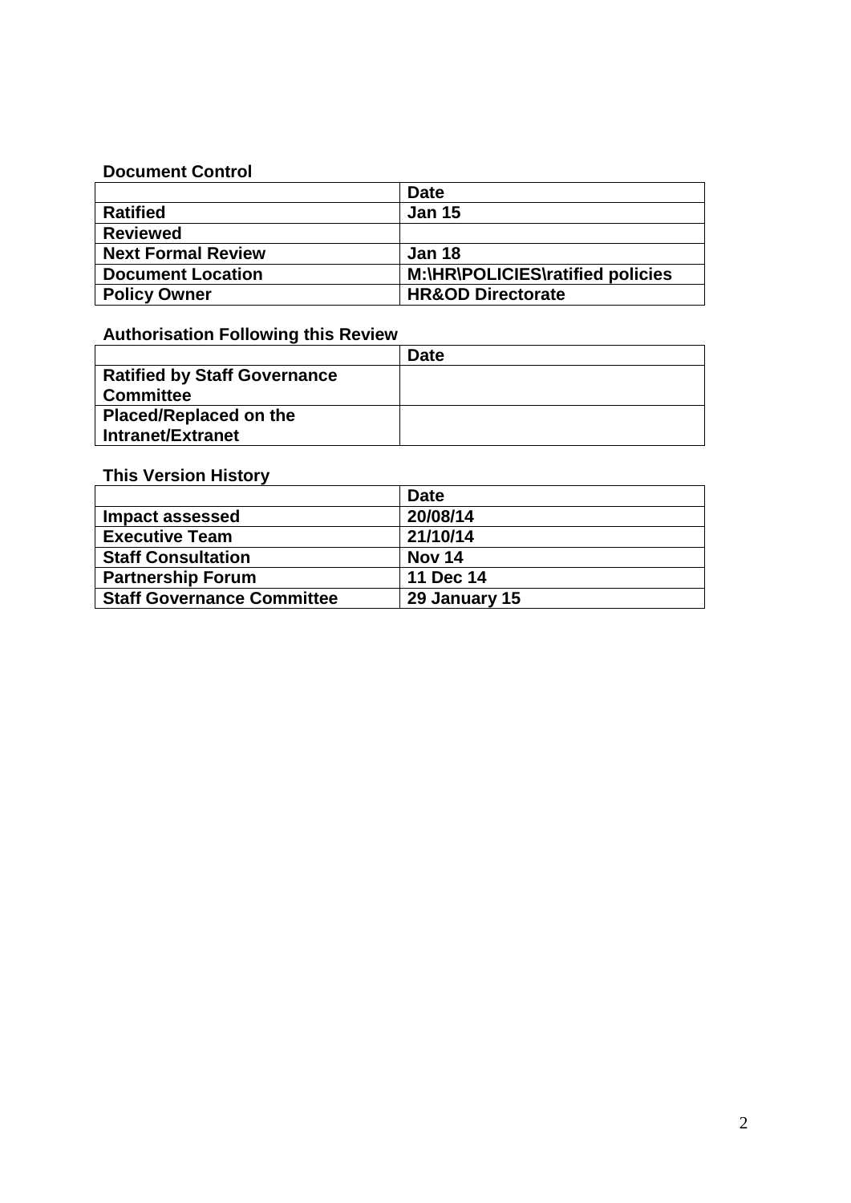**Document Control**

| | Date |
|---|---|
| **Ratified** | **Jan 15** |
| **Reviewed** | |
| **Next Formal Review** | **Jan 18** |
| **Document Location** | **M:\HR\POLICIES\ratified policies** |
| **Policy Owner** | **HR&OD Directorate** |

**Authorisation Following this Review**

| | Date |
|---|---|
| **Ratified by Staff Governance Committee** | |
| **Placed/Replaced on the Intranet/Extranet** | |

**This Version History**

| | Date |
|---|---|
| **Impact assessed** | **20/08/14** |
| **Executive Team** | **21/10/14** |
| **Staff Consultation** | **Nov 14** |
| **Partnership Forum** | **11 Dec 14** |
| **Staff Governance Committee** | **29 January 15** |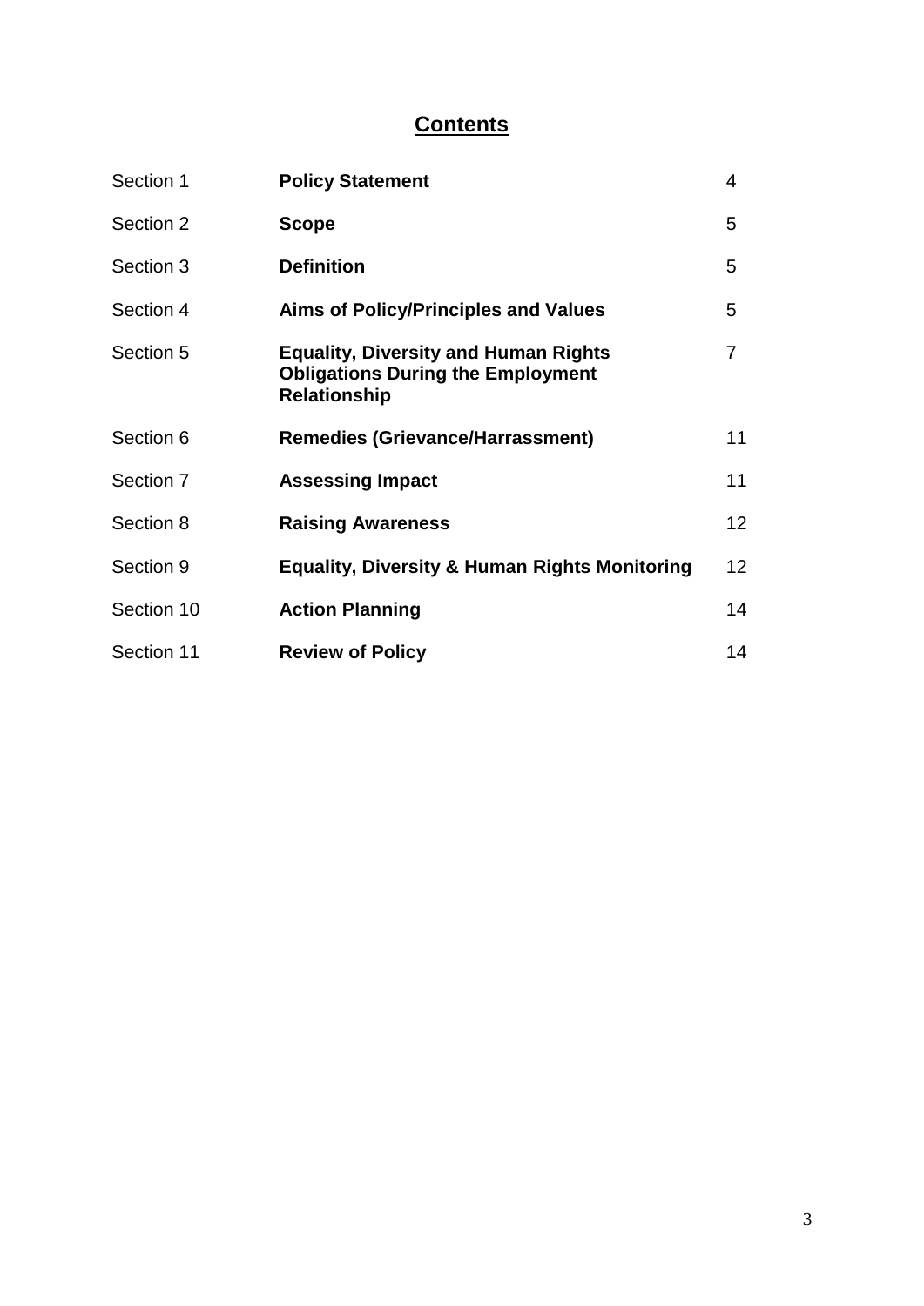## **Contents**

| | | |
|---|---|---|
| Section 1 | **Policy Statement** | 4 |
| Section 2 | **Scope** | 5 |
| Section 3 | **Definition** | 5 |
| Section 4 | **Aims of Policy/Principles and Values** | 5 |
| Section 5 | **Equality, Diversity and Human Rights Obligations During the Employment Relationship** | 7 |
| Section 6 | **Remedies (Grievance/Harrassment)** | 11 |
| Section 7 | **Assessing Impact** | 11 |
| Section 8 | **Raising Awareness** | 12 |
| Section 9 | **Equality, Diversity & Human Rights Monitoring** | 12 |
| Section 10 | **Action Planning** | 14 |
| Section 11 | **Review of Policy** | 14 |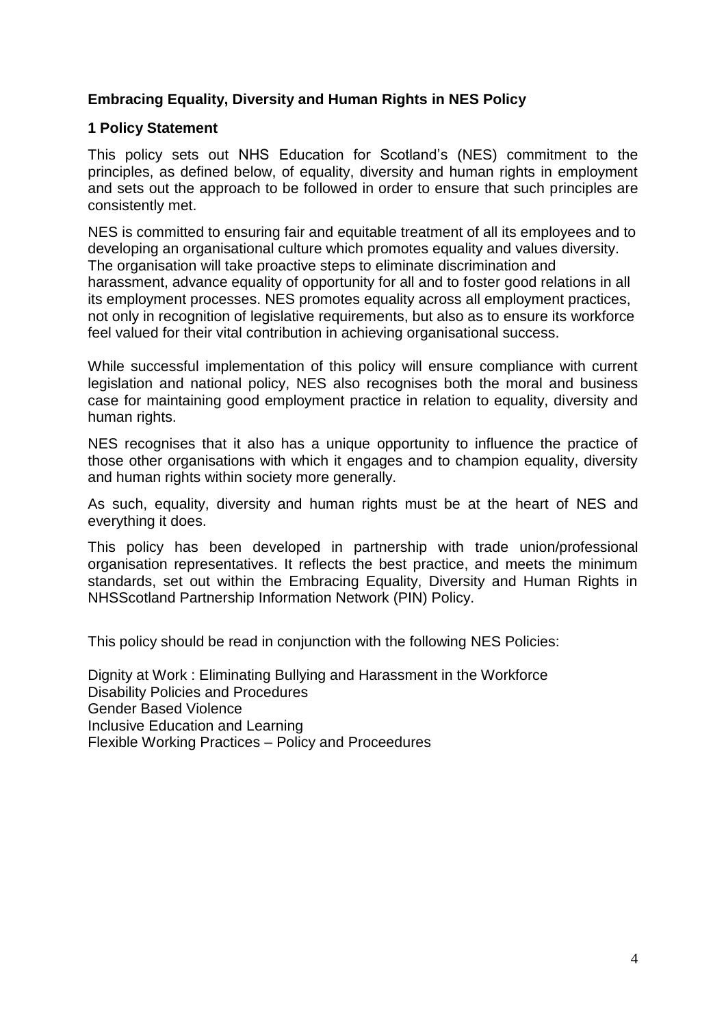## Embracing Equality, Diversity and Human Rights in NES Policy

### 1 Policy Statement

This policy sets out NHS Education for Scotland's (NES) commitment to the principles, as defined below, of equality, diversity and human rights in employment and sets out the approach to be followed in order to ensure that such principles are consistently met.

NES is committed to ensuring fair and equitable treatment of all its employees and to developing an organisational culture which promotes equality and values diversity. The organisation will take proactive steps to eliminate discrimination and harassment, advance equality of opportunity for all and to foster good relations in all its employment processes. NES promotes equality across all employment practices, not only in recognition of legislative requirements, but also as to ensure its workforce feel valued for their vital contribution in achieving organisational success.

While successful implementation of this policy will ensure compliance with current legislation and national policy, NES also recognises both the moral and business case for maintaining good employment practice in relation to equality, diversity and human rights.

NES recognises that it also has a unique opportunity to influence the practice of those other organisations with which it engages and to champion equality, diversity and human rights within society more generally.

As such, equality, diversity and human rights must be at the heart of NES and everything it does.

This policy has been developed in partnership with trade union/professional organisation representatives. It reflects the best practice, and meets the minimum standards, set out within the Embracing Equality, Diversity and Human Rights in NHSScotland Partnership Information Network (PIN) Policy.

This policy should be read in conjunction with the following NES Policies:

Dignity at Work : Eliminating Bullying and Harassment in the Workforce
Disability Policies and Procedures
Gender Based Violence
Inclusive Education and Learning
Flexible Working Practices – Policy and Proceedures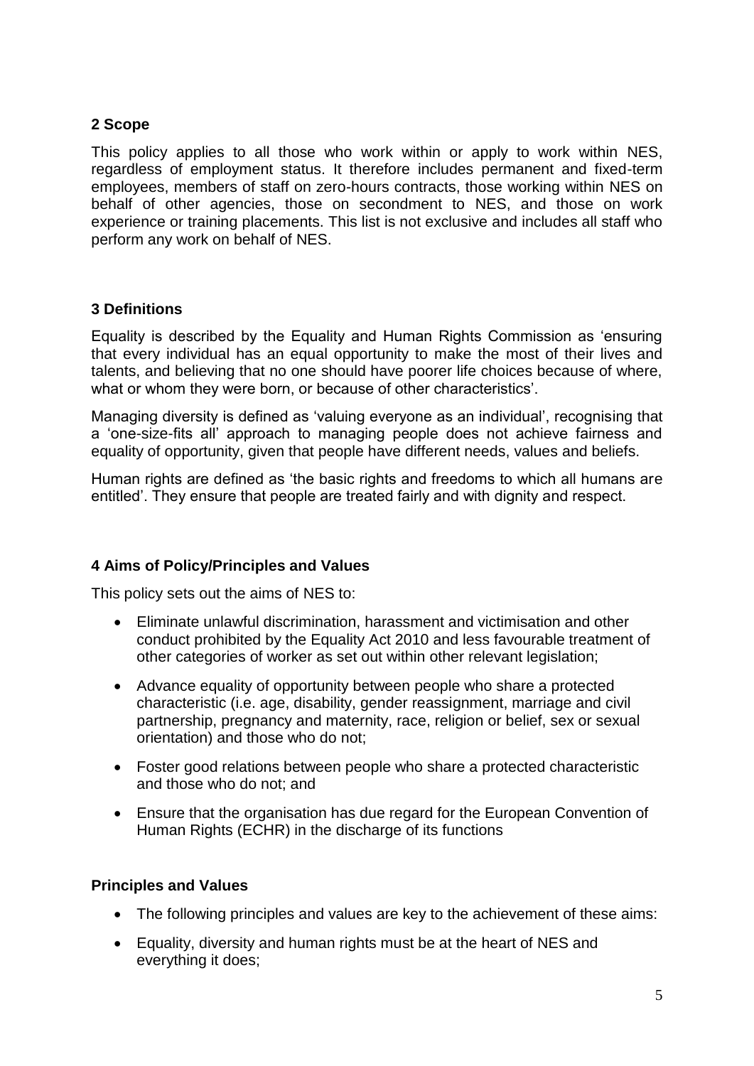## 2 Scope

This policy applies to all those who work within or apply to work within NES, regardless of employment status. It therefore includes permanent and fixed-term employees, members of staff on zero-hours contracts, those working within NES on behalf of other agencies, those on secondment to NES, and those on work experience or training placements. This list is not exclusive and includes all staff who perform any work on behalf of NES.

## 3 Definitions

Equality is described by the Equality and Human Rights Commission as 'ensuring that every individual has an equal opportunity to make the most of their lives and talents, and believing that no one should have poorer life choices because of where, what or whom they were born, or because of other characteristics'.

Managing diversity is defined as 'valuing everyone as an individual', recognising that a 'one-size-fits all' approach to managing people does not achieve fairness and equality of opportunity, given that people have different needs, values and beliefs.

Human rights are defined as 'the basic rights and freedoms to which all humans are entitled'. They ensure that people are treated fairly and with dignity and respect.

## 4 Aims of Policy/Principles and Values

This policy sets out the aims of NES to:

- Eliminate unlawful discrimination, harassment and victimisation and other conduct prohibited by the Equality Act 2010 and less favourable treatment of other categories of worker as set out within other relevant legislation;
- Advance equality of opportunity between people who share a protected characteristic (i.e. age, disability, gender reassignment, marriage and civil partnership, pregnancy and maternity, race, religion or belief, sex or sexual orientation) and those who do not;
- Foster good relations between people who share a protected characteristic and those who do not; and
- Ensure that the organisation has due regard for the European Convention of Human Rights (ECHR) in the discharge of its functions

### Principles and Values

- The following principles and values are key to the achievement of these aims:
- Equality, diversity and human rights must be at the heart of NES and everything it does;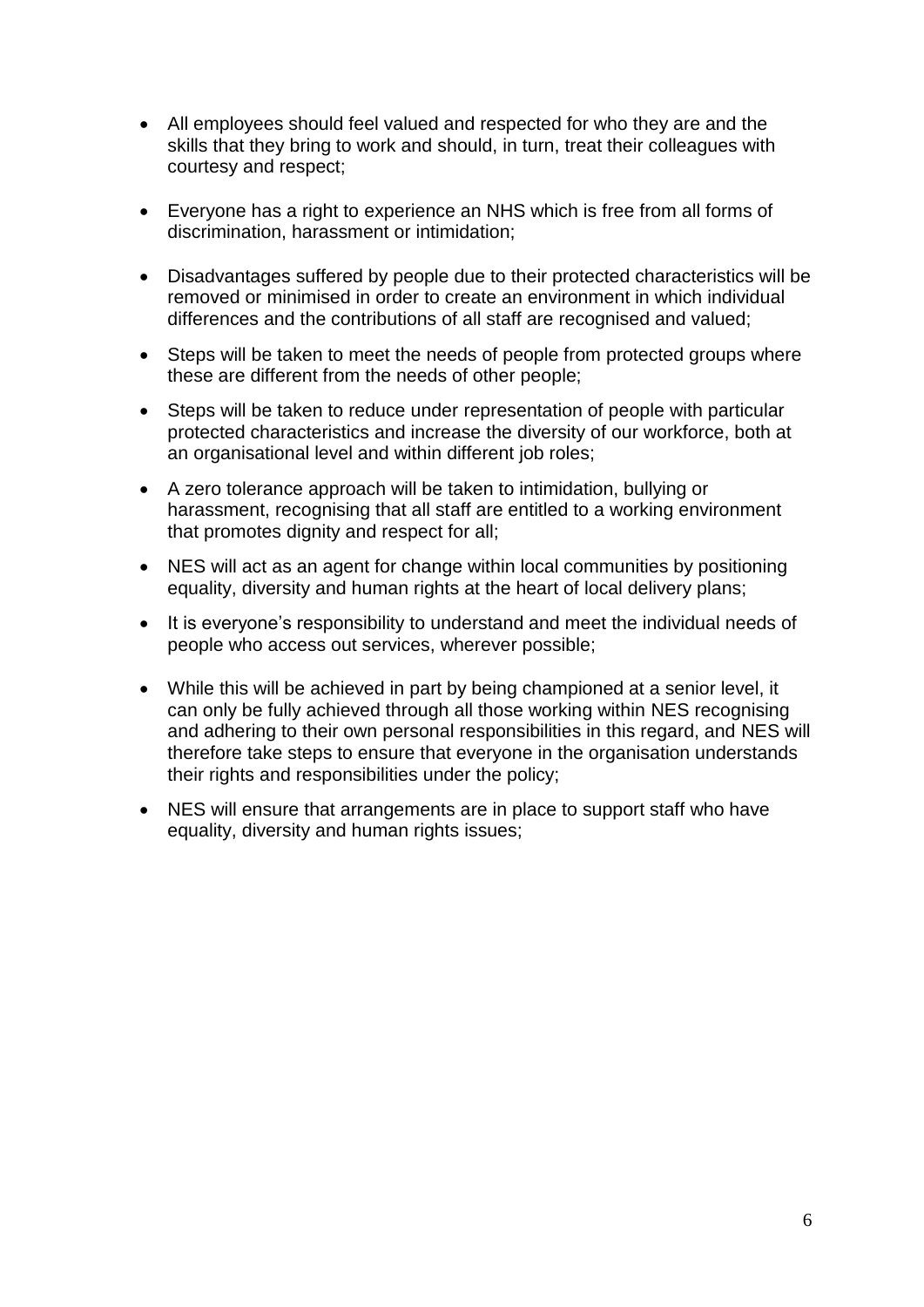- All employees should feel valued and respected for who they are and the skills that they bring to work and should, in turn, treat their colleagues with courtesy and respect;

- Everyone has a right to experience an NHS which is free from all forms of discrimination, harassment or intimidation;

- Disadvantages suffered by people due to their protected characteristics will be removed or minimised in order to create an environment in which individual differences and the contributions of all staff are recognised and valued;

- Steps will be taken to meet the needs of people from protected groups where these are different from the needs of other people;

- Steps will be taken to reduce under representation of people with particular protected characteristics and increase the diversity of our workforce, both at an organisational level and within different job roles;

- A zero tolerance approach will be taken to intimidation, bullying or harassment, recognising that all staff are entitled to a working environment that promotes dignity and respect for all;

- NES will act as an agent for change within local communities by positioning equality, diversity and human rights at the heart of local delivery plans;

- It is everyone's responsibility to understand and meet the individual needs of people who access out services, wherever possible;

- While this will be achieved in part by being championed at a senior level, it can only be fully achieved through all those working within NES recognising and adhering to their own personal responsibilities in this regard, and NES will therefore take steps to ensure that everyone in the organisation understands their rights and responsibilities under the policy;

- NES will ensure that arrangements are in place to support staff who have equality, diversity and human rights issues;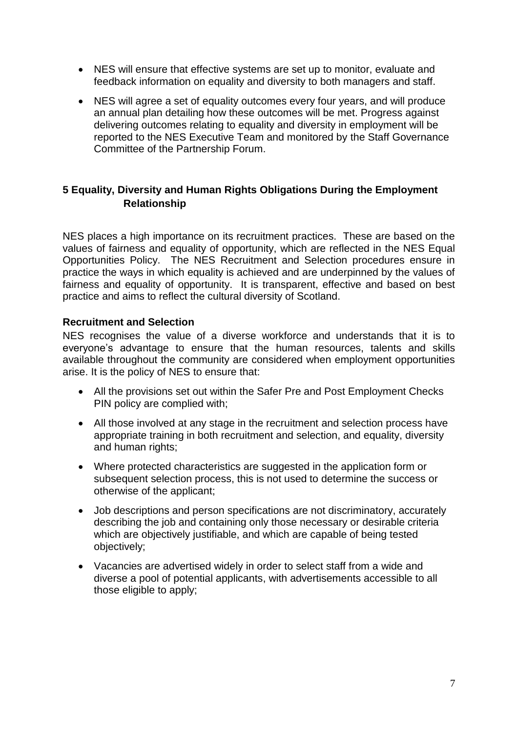- NES will ensure that effective systems are set up to monitor, evaluate and feedback information on equality and diversity to both managers and staff.
- NES will agree a set of equality outcomes every four years, and will produce an annual plan detailing how these outcomes will be met. Progress against delivering outcomes relating to equality and diversity in employment will be reported to the NES Executive Team and monitored by the Staff Governance Committee of the Partnership Forum.

## 5 Equality, Diversity and Human Rights Obligations During the Employment Relationship

NES places a high importance on its recruitment practices. These are based on the values of fairness and equality of opportunity, which are reflected in the NES Equal Opportunities Policy. The NES Recruitment and Selection procedures ensure in practice the ways in which equality is achieved and are underpinned by the values of fairness and equality of opportunity. It is transparent, effective and based on best practice and aims to reflect the cultural diversity of Scotland.

### Recruitment and Selection

NES recognises the value of a diverse workforce and understands that it is to everyone's advantage to ensure that the human resources, talents and skills available throughout the community are considered when employment opportunities arise. It is the policy of NES to ensure that:

- All the provisions set out within the Safer Pre and Post Employment Checks PIN policy are complied with;
- All those involved at any stage in the recruitment and selection process have appropriate training in both recruitment and selection, and equality, diversity and human rights;
- Where protected characteristics are suggested in the application form or subsequent selection process, this is not used to determine the success or otherwise of the applicant;
- Job descriptions and person specifications are not discriminatory, accurately describing the job and containing only those necessary or desirable criteria which are objectively justifiable, and which are capable of being tested objectively;
- Vacancies are advertised widely in order to select staff from a wide and diverse a pool of potential applicants, with advertisements accessible to all those eligible to apply;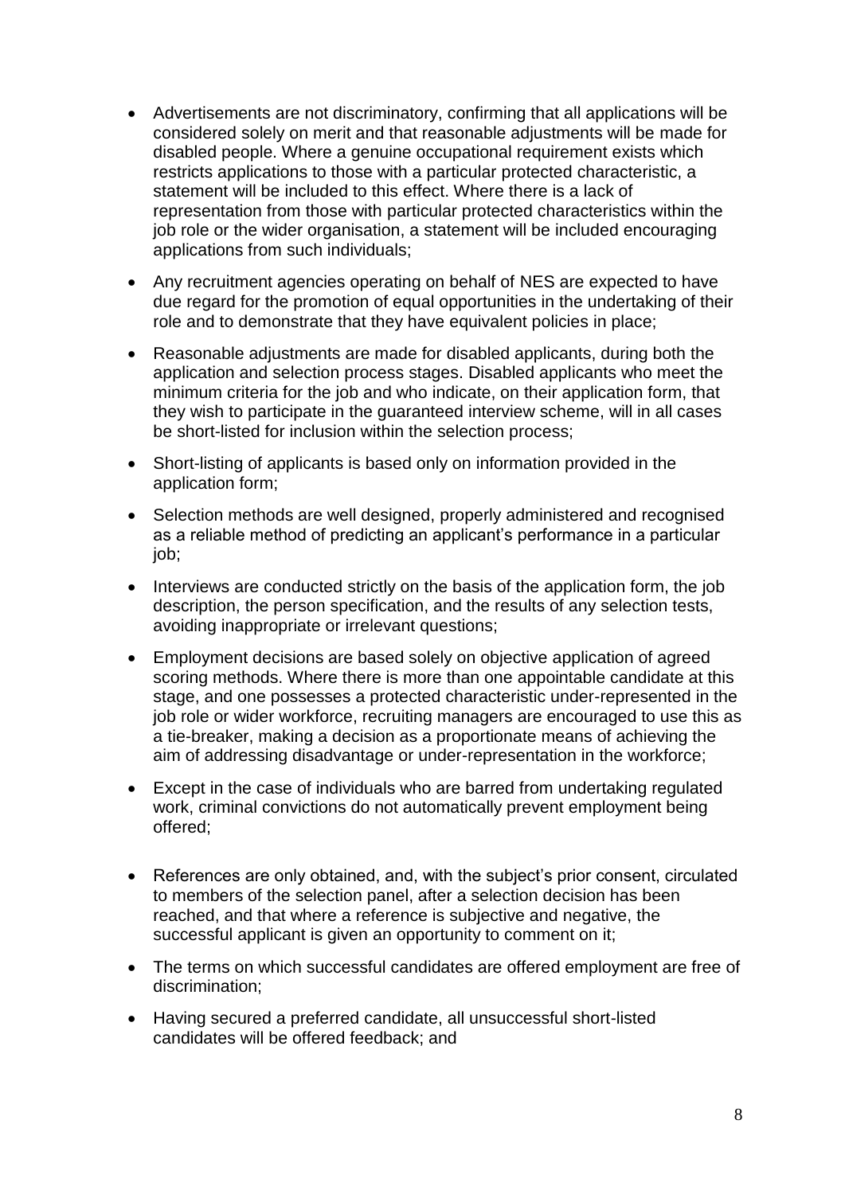- Advertisements are not discriminatory, confirming that all applications will be considered solely on merit and that reasonable adjustments will be made for disabled people. Where a genuine occupational requirement exists which restricts applications to those with a particular protected characteristic, a statement will be included to this effect. Where there is a lack of representation from those with particular protected characteristics within the job role or the wider organisation, a statement will be included encouraging applications from such individuals;
- Any recruitment agencies operating on behalf of NES are expected to have due regard for the promotion of equal opportunities in the undertaking of their role and to demonstrate that they have equivalent policies in place;
- Reasonable adjustments are made for disabled applicants, during both the application and selection process stages. Disabled applicants who meet the minimum criteria for the job and who indicate, on their application form, that they wish to participate in the guaranteed interview scheme, will in all cases be short-listed for inclusion within the selection process;
- Short-listing of applicants is based only on information provided in the application form;
- Selection methods are well designed, properly administered and recognised as a reliable method of predicting an applicant's performance in a particular job;
- Interviews are conducted strictly on the basis of the application form, the job description, the person specification, and the results of any selection tests, avoiding inappropriate or irrelevant questions;
- Employment decisions are based solely on objective application of agreed scoring methods. Where there is more than one appointable candidate at this stage, and one possesses a protected characteristic under-represented in the job role or wider workforce, recruiting managers are encouraged to use this as a tie-breaker, making a decision as a proportionate means of achieving the aim of addressing disadvantage or under-representation in the workforce;
- Except in the case of individuals who are barred from undertaking regulated work, criminal convictions do not automatically prevent employment being offered;
- References are only obtained, and, with the subject's prior consent, circulated to members of the selection panel, after a selection decision has been reached, and that where a reference is subjective and negative, the successful applicant is given an opportunity to comment on it;
- The terms on which successful candidates are offered employment are free of discrimination;
- Having secured a preferred candidate, all unsuccessful short-listed candidates will be offered feedback; and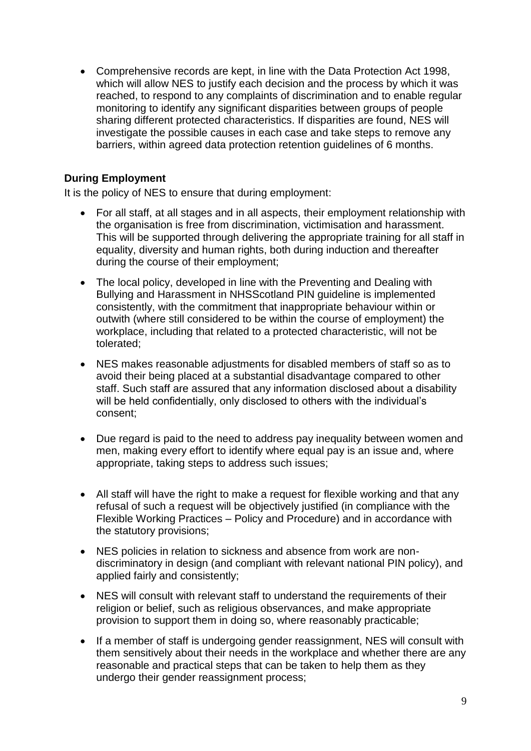- Comprehensive records are kept, in line with the Data Protection Act 1998, which will allow NES to justify each decision and the process by which it was reached, to respond to any complaints of discrimination and to enable regular monitoring to identify any significant disparities between groups of people sharing different protected characteristics. If disparities are found, NES will investigate the possible causes in each case and take steps to remove any barriers, within agreed data protection retention guidelines of 6 months.

**During Employment**

It is the policy of NES to ensure that during employment:

- For all staff, at all stages and in all aspects, their employment relationship with the organisation is free from discrimination, victimisation and harassment. This will be supported through delivering the appropriate training for all staff in equality, diversity and human rights, both during induction and thereafter during the course of their employment;
- The local policy, developed in line with the Preventing and Dealing with Bullying and Harassment in NHSScotland PIN guideline is implemented consistently, with the commitment that inappropriate behaviour within or outwith (where still considered to be within the course of employment) the workplace, including that related to a protected characteristic, will not be tolerated;
- NES makes reasonable adjustments for disabled members of staff so as to avoid their being placed at a substantial disadvantage compared to other staff. Such staff are assured that any information disclosed about a disability will be held confidentially, only disclosed to others with the individual's consent;
- Due regard is paid to the need to address pay inequality between women and men, making every effort to identify where equal pay is an issue and, where appropriate, taking steps to address such issues;
- All staff will have the right to make a request for flexible working and that any refusal of such a request will be objectively justified (in compliance with the Flexible Working Practices – Policy and Procedure) and in accordance with the statutory provisions;
- NES policies in relation to sickness and absence from work are non-discriminatory in design (and compliant with relevant national PIN policy), and applied fairly and consistently;
- NES will consult with relevant staff to understand the requirements of their religion or belief, such as religious observances, and make appropriate provision to support them in doing so, where reasonably practicable;
- If a member of staff is undergoing gender reassignment, NES will consult with them sensitively about their needs in the workplace and whether there are any reasonable and practical steps that can be taken to help them as they undergo their gender reassignment process;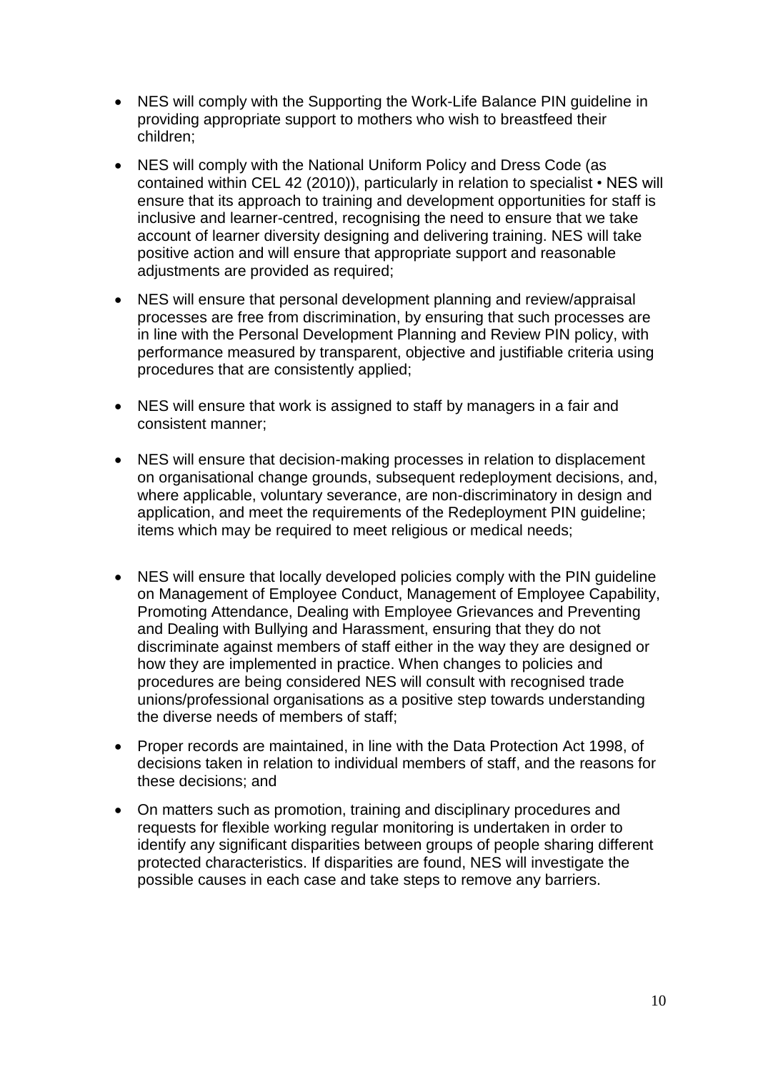- NES will comply with the Supporting the Work-Life Balance PIN guideline in providing appropriate support to mothers who wish to breastfeed their children;
- NES will comply with the National Uniform Policy and Dress Code (as contained within CEL 42 (2010)), particularly in relation to specialist • NES will ensure that its approach to training and development opportunities for staff is inclusive and learner-centred, recognising the need to ensure that we take account of learner diversity designing and delivering training. NES will take positive action and will ensure that appropriate support and reasonable adjustments are provided as required;
- NES will ensure that personal development planning and review/appraisal processes are free from discrimination, by ensuring that such processes are in line with the Personal Development Planning and Review PIN policy, with performance measured by transparent, objective and justifiable criteria using procedures that are consistently applied;
- NES will ensure that work is assigned to staff by managers in a fair and consistent manner;
- NES will ensure that decision-making processes in relation to displacement on organisational change grounds, subsequent redeployment decisions, and, where applicable, voluntary severance, are non-discriminatory in design and application, and meet the requirements of the Redeployment PIN guideline; items which may be required to meet religious or medical needs;
- NES will ensure that locally developed policies comply with the PIN guideline on Management of Employee Conduct, Management of Employee Capability, Promoting Attendance, Dealing with Employee Grievances and Preventing and Dealing with Bullying and Harassment, ensuring that they do not discriminate against members of staff either in the way they are designed or how they are implemented in practice. When changes to policies and procedures are being considered NES will consult with recognised trade unions/professional organisations as a positive step towards understanding the diverse needs of members of staff;
- Proper records are maintained, in line with the Data Protection Act 1998, of decisions taken in relation to individual members of staff, and the reasons for these decisions; and
- On matters such as promotion, training and disciplinary procedures and requests for flexible working regular monitoring is undertaken in order to identify any significant disparities between groups of people sharing different protected characteristics. If disparities are found, NES will investigate the possible causes in each case and take steps to remove any barriers.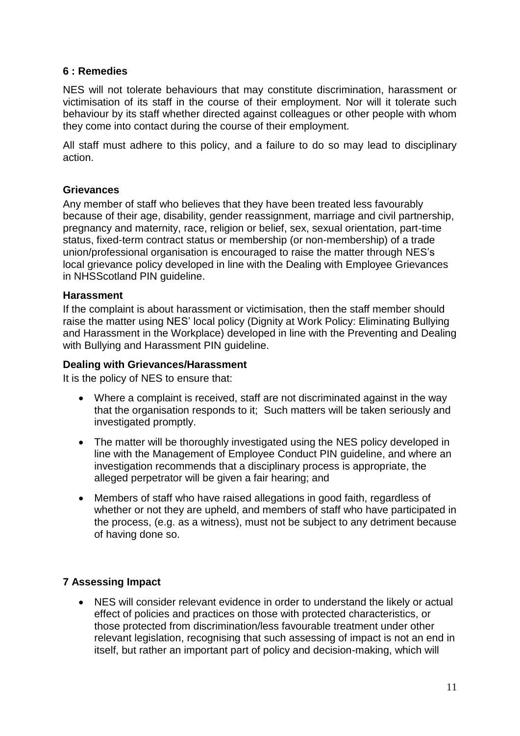## 6 : Remedies

NES will not tolerate behaviours that may constitute discrimination, harassment or victimisation of its staff in the course of their employment. Nor will it tolerate such behaviour by its staff whether directed against colleagues or other people with whom they come into contact during the course of their employment.

All staff must adhere to this policy, and a failure to do so may lead to disciplinary action.

### Grievances

Any member of staff who believes that they have been treated less favourably because of their age, disability, gender reassignment, marriage and civil partnership, pregnancy and maternity, race, religion or belief, sex, sexual orientation, part-time status, fixed-term contract status or membership (or non-membership) of a trade union/professional organisation is encouraged to raise the matter through NES's local grievance policy developed in line with the Dealing with Employee Grievances in NHSScotland PIN guideline.

### Harassment

If the complaint is about harassment or victimisation, then the staff member should raise the matter using NES' local policy (Dignity at Work Policy: Eliminating Bullying and Harassment in the Workplace) developed in line with the Preventing and Dealing with Bullying and Harassment PIN guideline.

### Dealing with Grievances/Harassment

It is the policy of NES to ensure that:

- Where a complaint is received, staff are not discriminated against in the way that the organisation responds to it; Such matters will be taken seriously and investigated promptly.
- The matter will be thoroughly investigated using the NES policy developed in line with the Management of Employee Conduct PIN guideline, and where an investigation recommends that a disciplinary process is appropriate, the alleged perpetrator will be given a fair hearing; and
- Members of staff who have raised allegations in good faith, regardless of whether or not they are upheld, and members of staff who have participated in the process, (e.g. as a witness), must not be subject to any detriment because of having done so.

## 7 Assessing Impact

- NES will consider relevant evidence in order to understand the likely or actual effect of policies and practices on those with protected characteristics, or those protected from discrimination/less favourable treatment under other relevant legislation, recognising that such assessing of impact is not an end in itself, but rather an important part of policy and decision-making, which will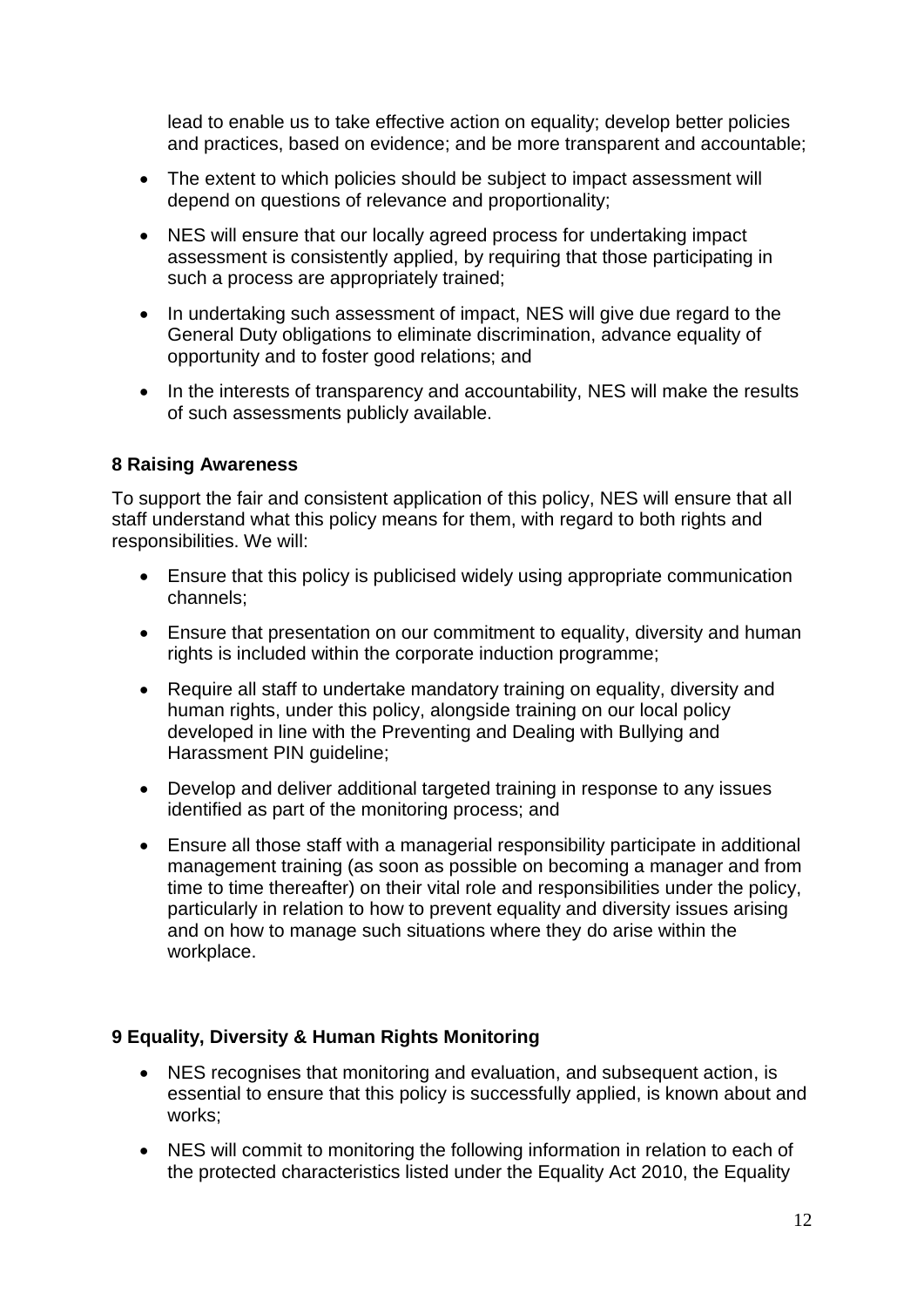lead to enable us to take effective action on equality; develop better policies and practices, based on evidence; and be more transparent and accountable;

- The extent to which policies should be subject to impact assessment will depend on questions of relevance and proportionality;
- NES will ensure that our locally agreed process for undertaking impact assessment is consistently applied, by requiring that those participating in such a process are appropriately trained;
- In undertaking such assessment of impact, NES will give due regard to the General Duty obligations to eliminate discrimination, advance equality of opportunity and to foster good relations; and
- In the interests of transparency and accountability, NES will make the results of such assessments publicly available.

**8 Raising Awareness**

To support the fair and consistent application of this policy, NES will ensure that all staff understand what this policy means for them, with regard to both rights and responsibilities. We will:

- Ensure that this policy is publicised widely using appropriate communication channels;
- Ensure that presentation on our commitment to equality, diversity and human rights is included within the corporate induction programme;
- Require all staff to undertake mandatory training on equality, diversity and human rights, under this policy, alongside training on our local policy developed in line with the Preventing and Dealing with Bullying and Harassment PIN guideline;
- Develop and deliver additional targeted training in response to any issues identified as part of the monitoring process; and
- Ensure all those staff with a managerial responsibility participate in additional management training (as soon as possible on becoming a manager and from time to time thereafter) on their vital role and responsibilities under the policy, particularly in relation to how to prevent equality and diversity issues arising and on how to manage such situations where they do arise within the workplace.

**9 Equality, Diversity & Human Rights Monitoring**

- NES recognises that monitoring and evaluation, and subsequent action, is essential to ensure that this policy is successfully applied, is known about and works;
- NES will commit to monitoring the following information in relation to each of the protected characteristics listed under the Equality Act 2010, the Equality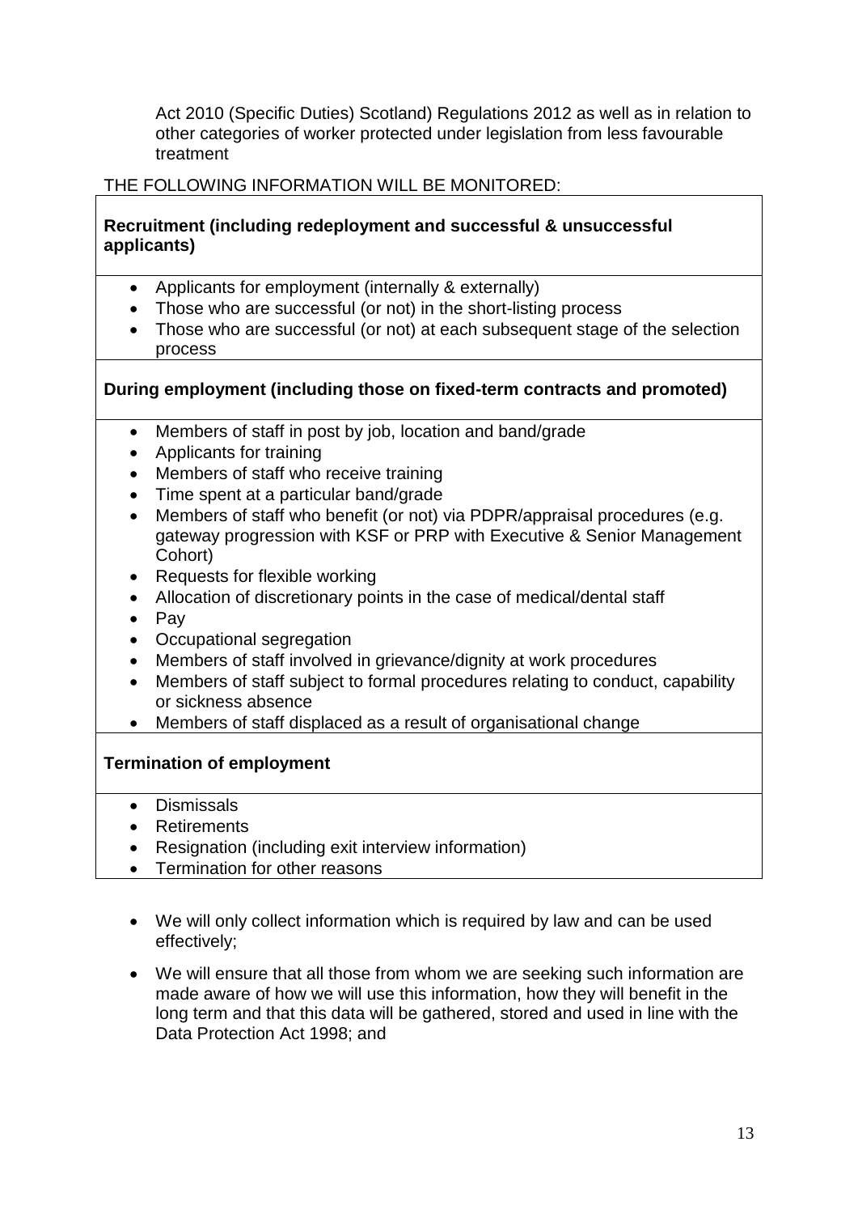Act 2010 (Specific Duties) Scotland) Regulations 2012 as well as in relation to other categories of worker protected under legislation from less favourable treatment

THE FOLLOWING INFORMATION WILL BE MONITORED:

| **Recruitment (including redeployment and successful & unsuccessful applicants)** |
|---|
| • Applicants for employment (internally & externally)<br>• Those who are successful (or not) in the short-listing process<br>• Those who are successful (or not) at each subsequent stage of the selection process |
| **During employment (including those on fixed-term contracts and promoted)** |
| • Members of staff in post by job, location and band/grade<br>• Applicants for training<br>• Members of staff who receive training<br>• Time spent at a particular band/grade<br>• Members of staff who benefit (or not) via PDPR/appraisal procedures (e.g. gateway progression with KSF or PRP with Executive & Senior Management Cohort)<br>• Requests for flexible working<br>• Allocation of discretionary points in the case of medical/dental staff<br>• Pay<br>• Occupational segregation<br>• Members of staff involved in grievance/dignity at work procedures<br>• Members of staff subject to formal procedures relating to conduct, capability or sickness absence<br>• Members of staff displaced as a result of organisational change |
| **Termination of employment** |
| • Dismissals<br>• Retirements<br>• Resignation (including exit interview information)<br>• Termination for other reasons |

- We will only collect information which is required by law and can be used effectively;
- We will ensure that all those from whom we are seeking such information are made aware of how we will use this information, how they will benefit in the long term and that this data will be gathered, stored and used in line with the Data Protection Act 1998; and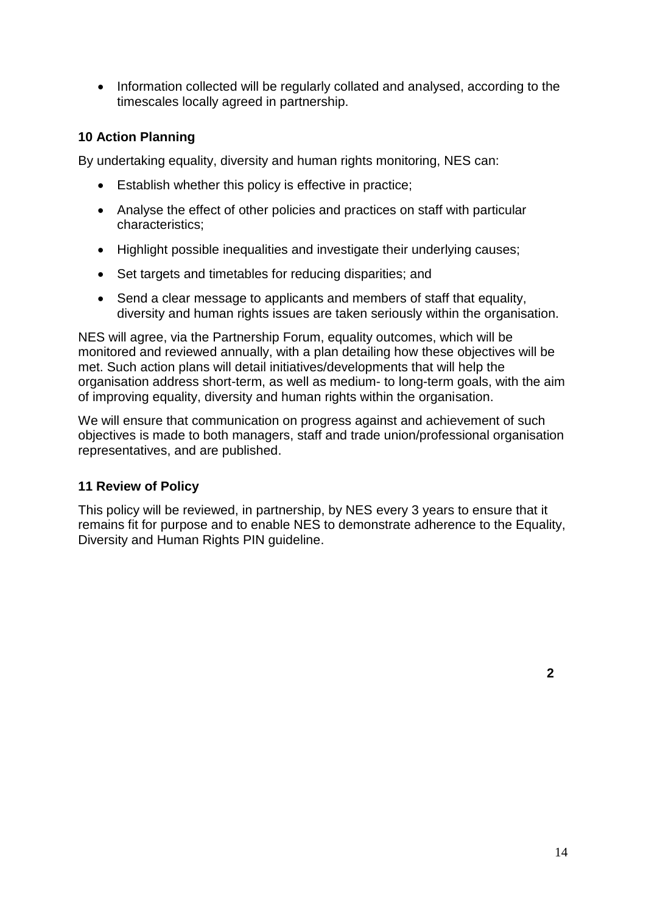- Information collected will be regularly collated and analysed, according to the timescales locally agreed in partnership.

### 10 Action Planning

By undertaking equality, diversity and human rights monitoring, NES can:

- Establish whether this policy is effective in practice;
- Analyse the effect of other policies and practices on staff with particular characteristics;
- Highlight possible inequalities and investigate their underlying causes;
- Set targets and timetables for reducing disparities; and
- Send a clear message to applicants and members of staff that equality, diversity and human rights issues are taken seriously within the organisation.

NES will agree, via the Partnership Forum, equality outcomes, which will be monitored and reviewed annually, with a plan detailing how these objectives will be met. Such action plans will detail initiatives/developments that will help the organisation address short-term, as well as medium- to long-term goals, with the aim of improving equality, diversity and human rights within the organisation.

We will ensure that communication on progress against and achievement of such objectives is made to both managers, staff and trade union/professional organisation representatives, and are published.

### 11 Review of Policy

This policy will be reviewed, in partnership, by NES every 3 years to ensure that it remains fit for purpose and to enable NES to demonstrate adherence to the Equality, Diversity and Human Rights PIN guideline.